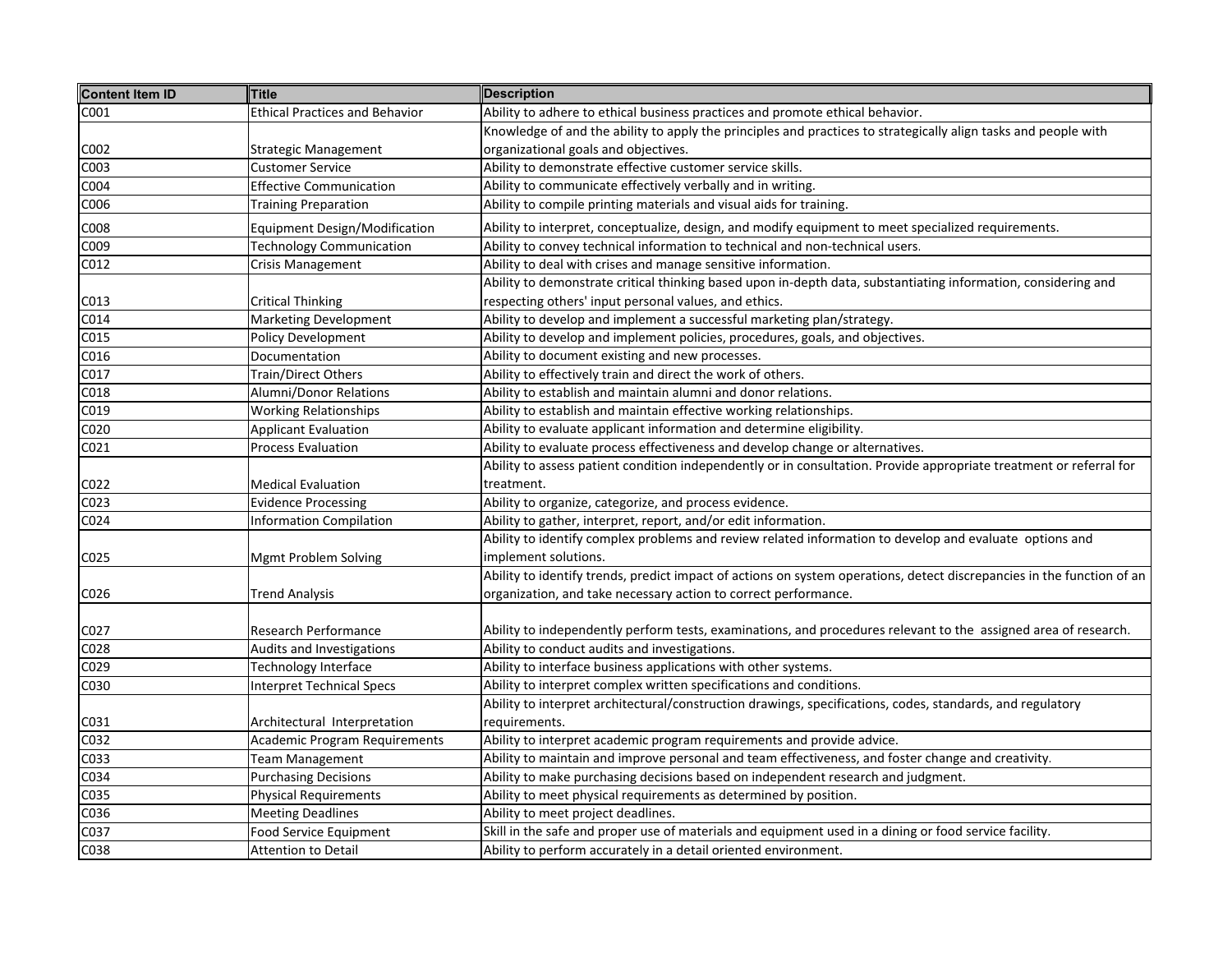| Content Item ID | Title | Description |
| --- | --- | --- |
| C001 | Ethical Practices and Behavior | Ability to adhere to ethical business practices and promote ethical behavior. |
| C002 | Strategic Management | Knowledge of and the ability to apply the principles and practices to strategically align tasks and people with organizational goals and objectives. |
| C003 | Customer Service | Ability to demonstrate effective customer service skills. |
| C004 | Effective Communication | Ability to communicate effectively verbally and in writing. |
| C006 | Training Preparation | Ability to compile printing materials and visual aids for training. |
| C008 | Equipment Design/Modification | Ability to interpret, conceptualize, design, and modify equipment to meet specialized requirements. |
| C009 | Technology Communication | Ability to convey technical information to technical and non-technical users. |
| C012 | Crisis Management | Ability to deal with crises and manage sensitive information. |
| C013 | Critical Thinking | Ability to demonstrate critical thinking based upon in-depth data, substantiating information, considering and respecting others' input personal values, and ethics. |
| C014 | Marketing Development | Ability to develop and implement a successful marketing plan/strategy. |
| C015 | Policy Development | Ability to develop and implement policies, procedures, goals, and objectives. |
| C016 | Documentation | Ability to document existing and new processes. |
| C017 | Train/Direct Others | Ability to effectively train and direct the work of others. |
| C018 | Alumni/Donor Relations | Ability to establish and maintain alumni and donor relations. |
| C019 | Working Relationships | Ability to establish and maintain effective working relationships. |
| C020 | Applicant Evaluation | Ability to evaluate applicant information and determine eligibility. |
| C021 | Process Evaluation | Ability to evaluate process effectiveness and develop change or alternatives. |
| C022 | Medical Evaluation | Ability to assess patient condition independently or in consultation. Provide appropriate treatment or referral for treatment. |
| C023 | Evidence Processing | Ability to organize, categorize, and process evidence. |
| C024 | Information Compilation | Ability to gather, interpret, report, and/or edit information. |
| C025 | Mgmt Problem Solving | Ability to identify complex problems and review related information to develop and evaluate options and implement solutions. |
| C026 | Trend Analysis | Ability to identify trends, predict impact of actions on system operations, detect discrepancies in the function of an organization, and take necessary action to correct performance. |
| C027 | Research Performance | Ability to independently perform tests, examinations, and procedures relevant to the assigned area of research. |
| C028 | Audits and Investigations | Ability to conduct audits and investigations. |
| C029 | Technology Interface | Ability to interface business applications with other systems. |
| C030 | Interpret Technical Specs | Ability to interpret complex written specifications and conditions. |
| C031 | Architectural Interpretation | Ability to interpret architectural/construction drawings, specifications, codes, standards, and regulatory requirements. |
| C032 | Academic Program Requirements | Ability to interpret academic program requirements and provide advice. |
| C033 | Team Management | Ability to maintain and improve personal and team effectiveness, and foster change and creativity. |
| C034 | Purchasing Decisions | Ability to make purchasing decisions based on independent research and judgment. |
| C035 | Physical Requirements | Ability to meet physical requirements as determined by position. |
| C036 | Meeting Deadlines | Ability to meet project deadlines. |
| C037 | Food Service Equipment | Skill in the safe and proper use of materials and equipment used in a dining or food service facility. |
| C038 | Attention to Detail | Ability to perform accurately in a detail oriented environment. |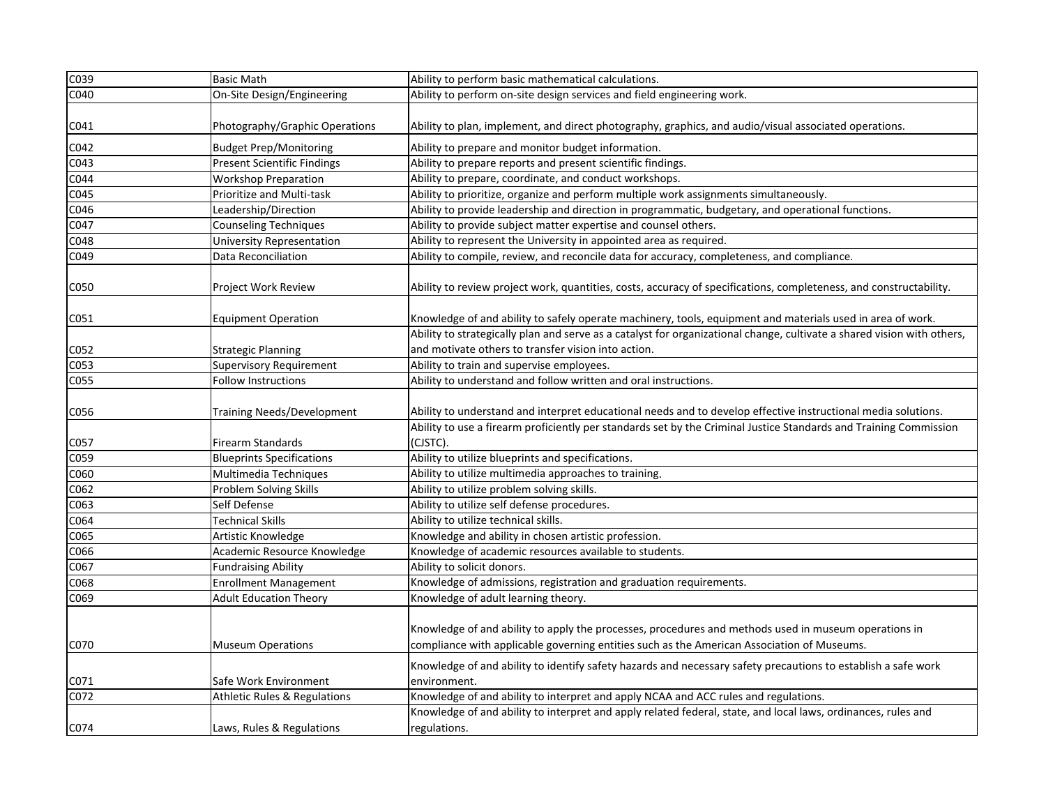| | | |
|---|---|---|
| C039 | Basic Math | Ability to perform basic mathematical calculations. |
| C040 | On-Site Design/Engineering | Ability to perform on-site design services and field engineering work. |
| C041 | Photography/Graphic Operations | Ability to plan, implement, and direct photography, graphics, and audio/visual associated operations. |
| C042 | Budget Prep/Monitoring | Ability to prepare and monitor budget information. |
| C043 | Present Scientific Findings | Ability to prepare reports and present scientific findings. |
| C044 | Workshop Preparation | Ability to prepare, coordinate, and conduct workshops. |
| C045 | Prioritize and Multi-task | Ability to prioritize, organize and perform multiple work assignments simultaneously. |
| C046 | Leadership/Direction | Ability to provide leadership and direction in programmatic, budgetary, and operational functions. |
| C047 | Counseling Techniques | Ability to provide subject matter expertise and counsel others. |
| C048 | University Representation | Ability to represent the University in appointed area as required. |
| C049 | Data Reconciliation | Ability to compile, review, and reconcile data for accuracy, completeness, and compliance. |
| C050 | Project Work Review | Ability to review project work, quantities, costs, accuracy of specifications, completeness, and constructability. |
| C051 | Equipment Operation | Knowledge of and ability to safely operate machinery, tools, equipment and materials used in area of work. |
| C052 | Strategic Planning | Ability to strategically plan and serve as a catalyst for organizational change, cultivate a shared vision with others, and motivate others to transfer vision into action. |
| C053 | Supervisory Requirement | Ability to train and supervise employees. |
| C055 | Follow Instructions | Ability to understand and follow written and oral instructions. |
| C056 | Training Needs/Development | Ability to understand and interpret educational needs and to develop effective instructional media solutions. |
| C057 | Firearm Standards | Ability to use a firearm proficiently per standards set by the Criminal Justice Standards and Training Commission (CJSTC). |
| C059 | Blueprints Specifications | Ability to utilize blueprints and specifications. |
| C060 | Multimedia Techniques | Ability to utilize multimedia approaches to training. |
| C062 | Problem Solving Skills | Ability to utilize problem solving skills. |
| C063 | Self Defense | Ability to utilize self defense procedures. |
| C064 | Technical Skills | Ability to utilize technical skills. |
| C065 | Artistic Knowledge | Knowledge and ability in chosen artistic profession. |
| C066 | Academic Resource Knowledge | Knowledge of academic resources available to students. |
| C067 | Fundraising Ability | Ability to solicit donors. |
| C068 | Enrollment Management | Knowledge of admissions, registration and graduation requirements. |
| C069 | Adult Education Theory | Knowledge of adult learning theory. |
| C070 | Museum Operations | Knowledge of and ability to apply the processes, procedures and methods used in museum operations in compliance with applicable governing entities such as the American Association of Museums. |
| C071 | Safe Work Environment | Knowledge of and ability to identify safety hazards and necessary safety precautions to establish a safe work environment. |
| C072 | Athletic Rules & Regulations | Knowledge of and ability to interpret and apply NCAA and ACC rules and regulations. |
| C074 | Laws, Rules & Regulations | Knowledge of and ability to interpret and apply related federal, state, and local laws, ordinances, rules and regulations. |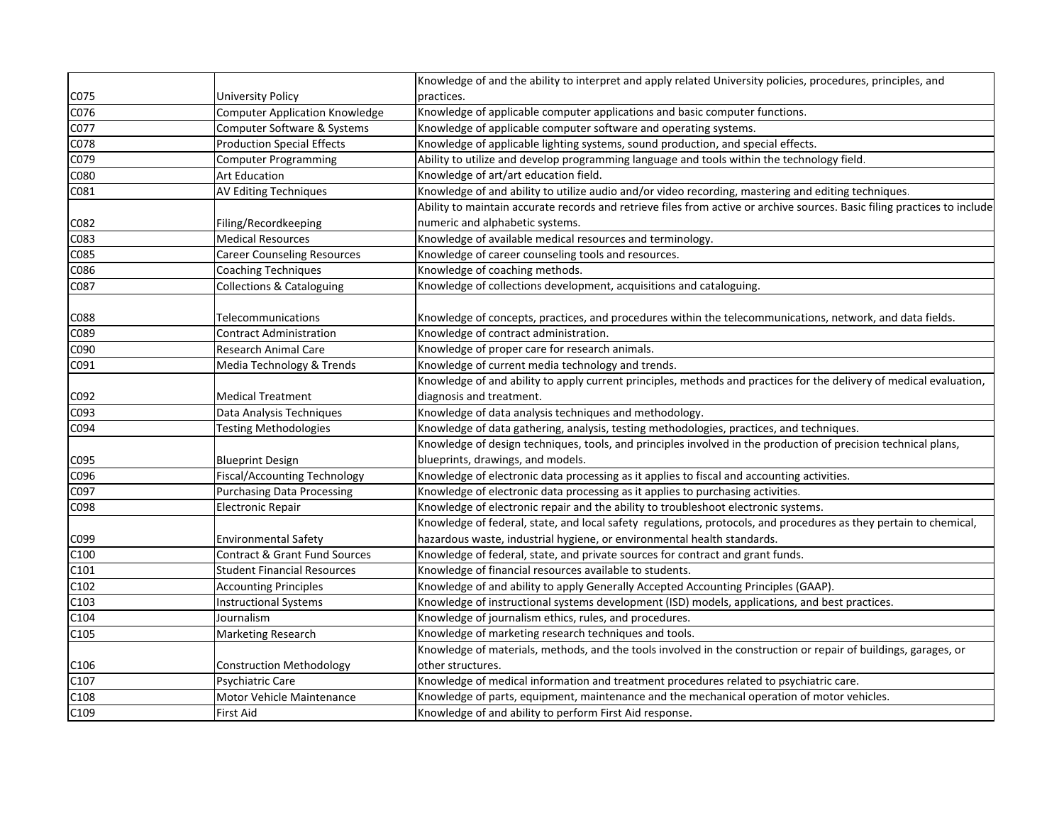| | | |
|---|---|---|
| C075 | University Policy | Knowledge of and the ability to interpret and apply related University policies, procedures, principles, and practices. |
| C076 | Computer Application Knowledge | Knowledge of applicable computer applications and basic computer functions. |
| C077 | Computer Software & Systems | Knowledge of applicable computer software and operating systems. |
| C078 | Production Special Effects | Knowledge of applicable lighting systems, sound production, and special effects. |
| C079 | Computer Programming | Ability to utilize and develop programming language and tools within the technology field. |
| C080 | Art Education | Knowledge of art/art education field. |
| C081 | AV Editing Techniques | Knowledge of and ability to utilize audio and/or video recording, mastering and editing techniques. |
| C082 | Filing/Recordkeeping | Ability to maintain accurate records and retrieve files from active or archive sources. Basic filing practices to include numeric and alphabetic systems. |
| C083 | Medical Resources | Knowledge of available medical resources and terminology. |
| C085 | Career Counseling Resources | Knowledge of career counseling tools and resources. |
| C086 | Coaching Techniques | Knowledge of coaching methods. |
| C087 | Collections & Cataloguing | Knowledge of collections development, acquisitions and cataloguing. |
| C088 | Telecommunications | Knowledge of concepts, practices, and procedures within the telecommunications, network, and data fields. |
| C089 | Contract Administration | Knowledge of contract administration. |
| C090 | Research Animal Care | Knowledge of proper care for research animals. |
| C091 | Media Technology & Trends | Knowledge of current media technology and trends. |
| C092 | Medical Treatment | Knowledge of and ability to apply current principles, methods and practices for the delivery of medical evaluation, diagnosis and treatment. |
| C093 | Data Analysis Techniques | Knowledge of data analysis techniques and methodology. |
| C094 | Testing Methodologies | Knowledge of data gathering, analysis, testing methodologies, practices, and techniques. |
| C095 | Blueprint Design | Knowledge of design techniques, tools, and principles involved in the production of precision technical plans, blueprints, drawings, and models. |
| C096 | Fiscal/Accounting Technology | Knowledge of electronic data processing as it applies to fiscal and accounting activities. |
| C097 | Purchasing Data Processing | Knowledge of electronic data processing as it applies to purchasing activities. |
| C098 | Electronic Repair | Knowledge of electronic repair and the ability to troubleshoot electronic systems. |
| C099 | Environmental Safety | Knowledge of federal, state, and local safety regulations, protocols, and procedures as they pertain to chemical, hazardous waste, industrial hygiene, or environmental health standards. |
| C100 | Contract & Grant Fund Sources | Knowledge of federal, state, and private sources for contract and grant funds. |
| C101 | Student Financial Resources | Knowledge of financial resources available to students. |
| C102 | Accounting Principles | Knowledge of and ability to apply Generally Accepted Accounting Principles (GAAP). |
| C103 | Instructional Systems | Knowledge of instructional systems development (ISD) models, applications, and best practices. |
| C104 | Journalism | Knowledge of journalism ethics, rules, and procedures. |
| C105 | Marketing Research | Knowledge of marketing research techniques and tools. |
| C106 | Construction Methodology | Knowledge of materials, methods, and the tools involved in the construction or repair of buildings, garages, or other structures. |
| C107 | Psychiatric Care | Knowledge of medical information and treatment procedures related to psychiatric care. |
| C108 | Motor Vehicle Maintenance | Knowledge of parts, equipment, maintenance and the mechanical operation of motor vehicles. |
| C109 | First Aid | Knowledge of and ability to perform First Aid response. |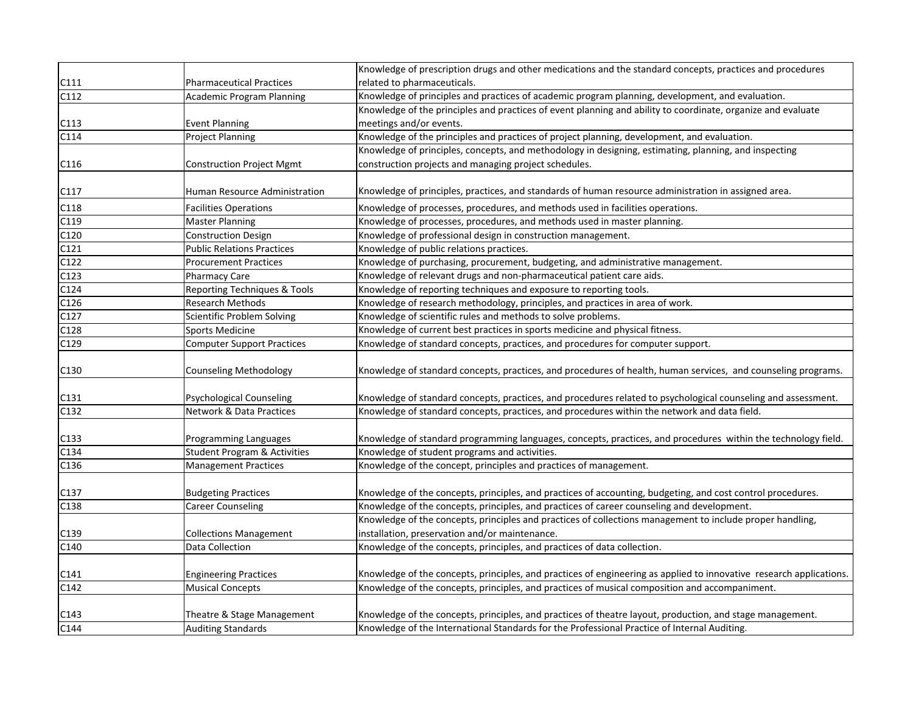| | | |
|---|---|---|
| C111 | Pharmaceutical Practices | Knowledge of prescription drugs and other medications and the standard concepts, practices and procedures related to pharmaceuticals. |
| C112 | Academic Program Planning | Knowledge of principles and practices of academic program planning, development, and evaluation. |
| C113 | Event Planning | Knowledge of the principles and practices of event planning and ability to coordinate, organize and evaluate meetings and/or events. |
| C114 | Project Planning | Knowledge of the principles and practices of project planning, development, and evaluation. |
| C116 | Construction Project Mgmt | Knowledge of principles, concepts, and methodology in designing, estimating, planning, and inspecting construction projects and managing project schedules. |
| C117 | Human Resource Administration | Knowledge of principles, practices, and standards of human resource administration in assigned area. |
| C118 | Facilities Operations | Knowledge of processes, procedures, and methods used in facilities operations. |
| C119 | Master Planning | Knowledge of processes, procedures, and methods used in master planning. |
| C120 | Construction Design | Knowledge of professional design in construction management. |
| C121 | Public Relations Practices | Knowledge of public relations practices. |
| C122 | Procurement Practices | Knowledge of purchasing, procurement, budgeting, and administrative management. |
| C123 | Pharmacy Care | Knowledge of relevant drugs and non-pharmaceutical patient care aids. |
| C124 | Reporting Techniques & Tools | Knowledge of reporting techniques and exposure to reporting tools. |
| C126 | Research Methods | Knowledge of research methodology, principles, and practices in area of work. |
| C127 | Scientific Problem Solving | Knowledge of scientific rules and methods to solve problems. |
| C128 | Sports Medicine | Knowledge of current best practices in sports medicine and physical fitness. |
| C129 | Computer Support Practices | Knowledge of standard concepts, practices, and procedures for computer support. |
| C130 | Counseling Methodology | Knowledge of standard concepts, practices, and procedures of health, human services, and counseling programs. |
| C131 | Psychological Counseling | Knowledge of standard concepts, practices, and procedures related to psychological counseling and assessment. |
| C132 | Network & Data Practices | Knowledge of standard concepts, practices, and procedures within the network and data field. |
| C133 | Programming Languages | Knowledge of standard programming languages, concepts, practices, and procedures within the technology field. |
| C134 | Student Program & Activities | Knowledge of student programs and activities. |
| C136 | Management Practices | Knowledge of the concept, principles and practices of management. |
| C137 | Budgeting Practices | Knowledge of the concepts, principles, and practices of accounting, budgeting, and cost control procedures. |
| C138 | Career Counseling | Knowledge of the concepts, principles, and practices of career counseling and development. |
| C139 | Collections Management | Knowledge of the concepts, principles and practices of collections management to include proper handling, installation, preservation and/or maintenance. |
| C140 | Data Collection | Knowledge of the concepts, principles, and practices of data collection. |
| C141 | Engineering Practices | Knowledge of the concepts, principles, and practices of engineering as applied to innovative research applications. |
| C142 | Musical Concepts | Knowledge of the concepts, principles, and practices of musical composition and accompaniment. |
| C143 | Theatre & Stage Management | Knowledge of the concepts, principles, and practices of theatre layout, production, and stage management. |
| C144 | Auditing Standards | Knowledge of the International Standards for the Professional Practice of Internal Auditing. |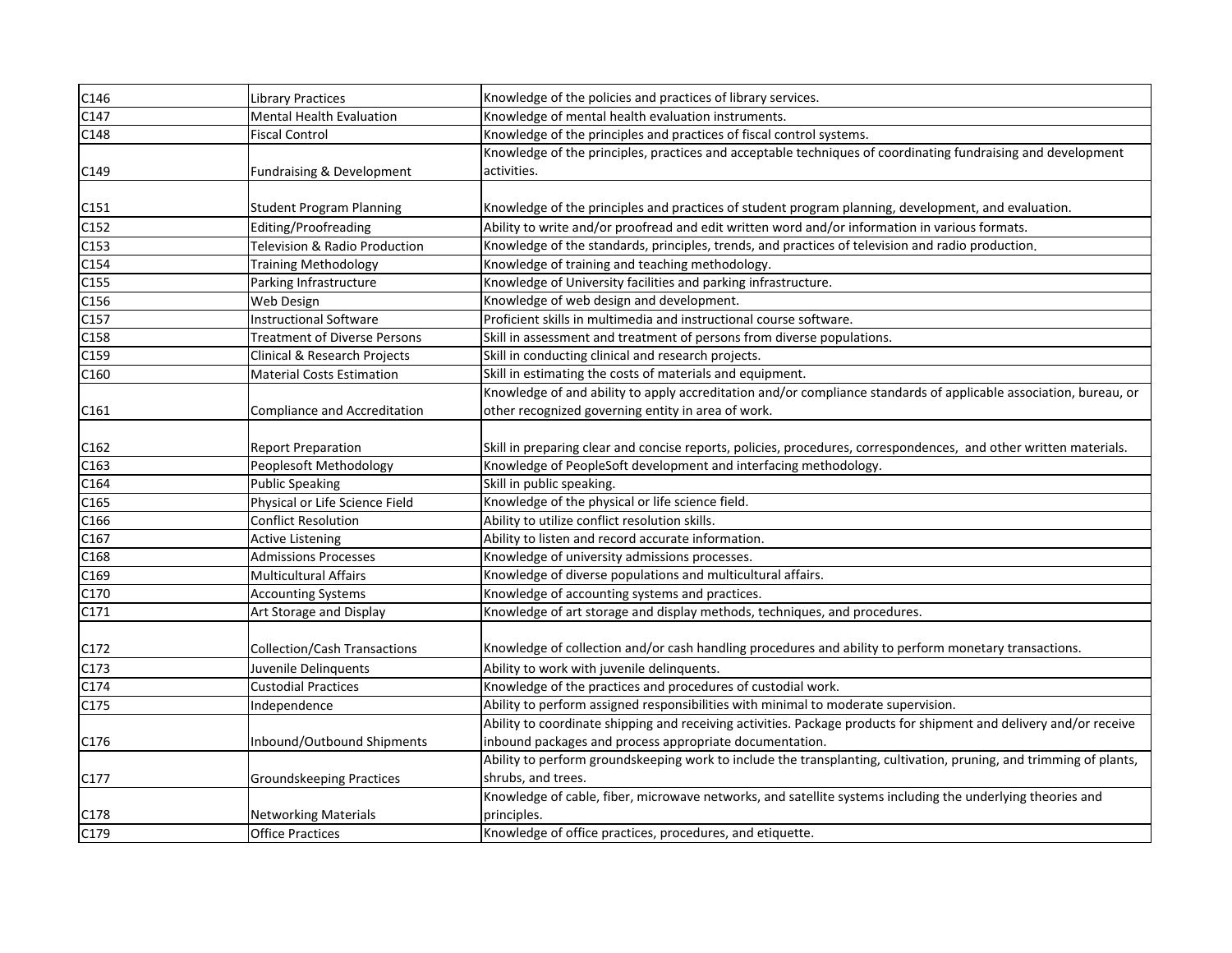| | | |
|---|---|---|
| C146 | Library Practices | Knowledge of the policies and practices of library services. |
| C147 | Mental Health Evaluation | Knowledge of mental health evaluation instruments. |
| C148 | Fiscal Control | Knowledge of the principles and practices of fiscal control systems. |
| C149 | Fundraising & Development | Knowledge of the principles, practices and acceptable techniques of coordinating fundraising and development activities. |
| C151 | Student Program Planning | Knowledge of the principles and practices of student program planning, development, and evaluation. |
| C152 | Editing/Proofreading | Ability to write and/or proofread and edit written word and/or information in various formats. |
| C153 | Television & Radio Production | Knowledge of the standards, principles, trends, and practices of television and radio production. |
| C154 | Training Methodology | Knowledge of training and teaching methodology. |
| C155 | Parking Infrastructure | Knowledge of University facilities and parking infrastructure. |
| C156 | Web Design | Knowledge of web design and development. |
| C157 | Instructional Software | Proficient skills in multimedia and instructional course software. |
| C158 | Treatment of Diverse Persons | Skill in assessment and treatment of persons from diverse populations. |
| C159 | Clinical & Research Projects | Skill in conducting clinical and research projects. |
| C160 | Material Costs Estimation | Skill in estimating the costs of materials and equipment. |
| C161 | Compliance and Accreditation | Knowledge of and ability to apply accreditation and/or compliance standards of applicable association, bureau, or other recognized governing entity in area of work. |
| C162 | Report Preparation | Skill in preparing clear and concise reports, policies, procedures, correspondences, and other written materials. |
| C163 | Peoplesoft Methodology | Knowledge of PeopleSoft development and interfacing methodology. |
| C164 | Public Speaking | Skill in public speaking. |
| C165 | Physical or Life Science Field | Knowledge of the physical or life science field. |
| C166 | Conflict Resolution | Ability to utilize conflict resolution skills. |
| C167 | Active Listening | Ability to listen and record accurate information. |
| C168 | Admissions Processes | Knowledge of university admissions processes. |
| C169 | Multicultural Affairs | Knowledge of diverse populations and multicultural affairs. |
| C170 | Accounting Systems | Knowledge of accounting systems and practices. |
| C171 | Art Storage and Display | Knowledge of art storage and display methods, techniques, and procedures. |
| C172 | Collection/Cash Transactions | Knowledge of collection and/or cash handling procedures and ability to perform monetary transactions. |
| C173 | Juvenile Delinquents | Ability to work with juvenile delinquents. |
| C174 | Custodial Practices | Knowledge of the practices and procedures of custodial work. |
| C175 | Independence | Ability to perform assigned responsibilities with minimal to moderate supervision. |
| C176 | Inbound/Outbound Shipments | Ability to coordinate shipping and receiving activities. Package products for shipment and delivery and/or receive inbound packages and process appropriate documentation. |
| C177 | Groundskeeping Practices | Ability to perform groundskeeping work to include the transplanting, cultivation, pruning, and trimming of plants, shrubs, and trees. |
| C178 | Networking Materials | Knowledge of cable, fiber, microwave networks, and satellite systems including the underlying theories and principles. |
| C179 | Office Practices | Knowledge of office practices, procedures, and etiquette. |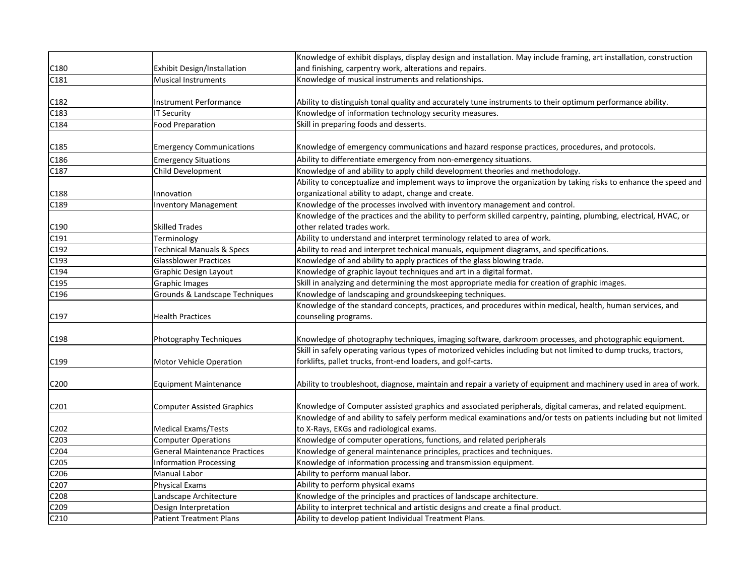| | | |
|---|---|---|
| C180 | Exhibit Design/Installation | Knowledge of exhibit displays, display design and installation. May include framing, art installation, construction and finishing, carpentry work, alterations and repairs. |
| C181 | Musical Instruments | Knowledge of musical instruments and relationships. |
| C182 | Instrument Performance | Ability to distinguish tonal quality and accurately tune instruments to their optimum performance ability. |
| C183 | IT Security | Knowledge of information technology security measures. |
| C184 | Food Preparation | Skill in preparing foods and desserts. |
| C185 | Emergency Communications | Knowledge of emergency communications and hazard response practices, procedures, and protocols. |
| C186 | Emergency Situations | Ability to differentiate emergency from non-emergency situations. |
| C187 | Child Development | Knowledge of and ability to apply child development theories and methodology. |
| C188 | Innovation | Ability to conceptualize and implement ways to improve the organization by taking risks to enhance the speed and organizational ability to adapt, change and create. |
| C189 | Inventory Management | Knowledge of the processes involved with inventory management and control. |
| C190 | Skilled Trades | Knowledge of the practices and the ability to perform skilled carpentry, painting, plumbing, electrical, HVAC, or other related trades work. |
| C191 | Terminology | Ability to understand and interpret terminology related to area of work. |
| C192 | Technical Manuals & Specs | Ability to read and interpret technical manuals, equipment diagrams, and specifications. |
| C193 | Glassblower Practices | Knowledge of and ability to apply practices of the glass blowing trade. |
| C194 | Graphic Design Layout | Knowledge of graphic layout techniques and art in a digital format. |
| C195 | Graphic Images | Skill in analyzing and determining the most appropriate media for creation of graphic images. |
| C196 | Grounds & Landscape Techniques | Knowledge of landscaping and groundskeeping techniques. |
| C197 | Health Practices | Knowledge of the standard concepts, practices, and procedures within medical, health, human services, and counseling programs. |
| C198 | Photography Techniques | Knowledge of photography techniques, imaging software, darkroom processes, and photographic equipment. |
| C199 | Motor Vehicle Operation | Skill in safely operating various types of motorized vehicles including but not limited to dump trucks, tractors, forklifts, pallet trucks, front-end loaders, and golf-carts. |
| C200 | Equipment Maintenance | Ability to troubleshoot, diagnose, maintain and repair a variety of equipment and machinery used in area of work. |
| C201 | Computer Assisted Graphics | Knowledge of Computer assisted graphics and associated peripherals, digital cameras, and related equipment. |
| C202 | Medical Exams/Tests | Knowledge of and ability to safely perform medical examinations and/or tests on patients including but not limited to X-Rays, EKGs and radiological exams. |
| C203 | Computer Operations | Knowledge of computer operations, functions, and related peripherals |
| C204 | General Maintenance Practices | Knowledge of general maintenance principles, practices and techniques. |
| C205 | Information Processing | Knowledge of information processing and transmission equipment. |
| C206 | Manual Labor | Ability to perform manual labor. |
| C207 | Physical Exams | Ability to perform physical exams |
| C208 | Landscape Architecture | Knowledge of the principles and practices of landscape architecture. |
| C209 | Design Interpretation | Ability to interpret technical and artistic designs and create a final product. |
| C210 | Patient Treatment Plans | Ability to develop patient Individual Treatment Plans. |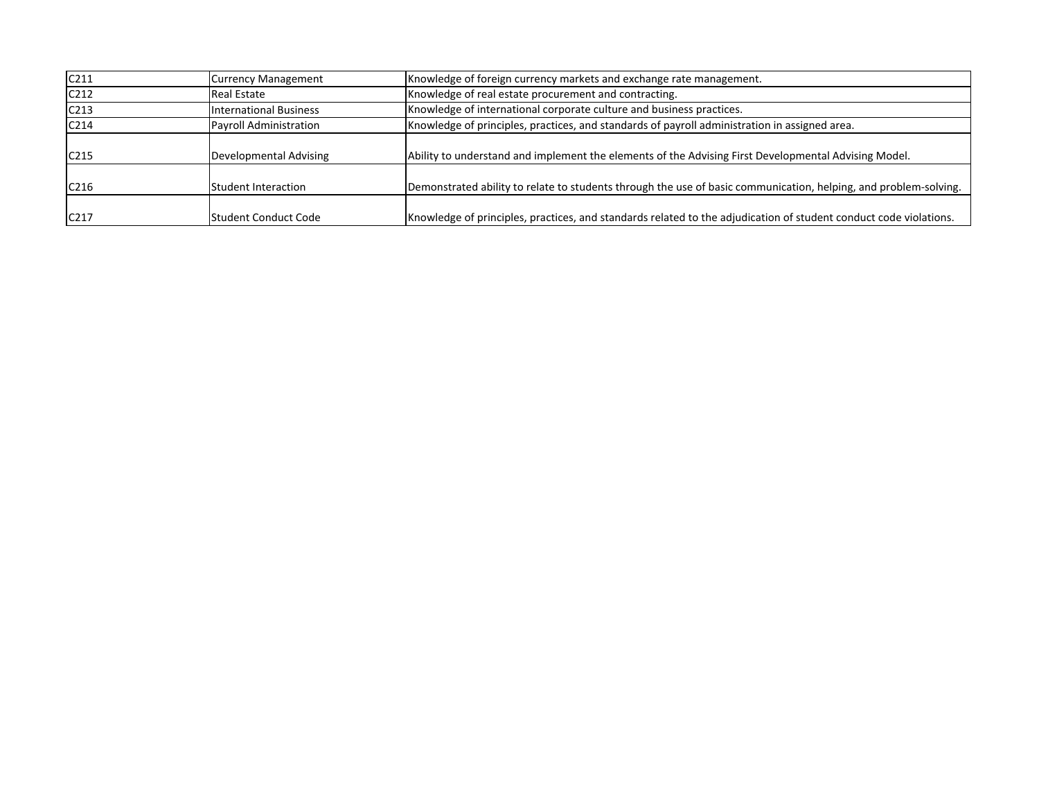| | | |
|---|---|---|
| C211 | Currency Management | Knowledge of foreign currency markets and exchange rate management. |
| C212 | Real Estate | Knowledge of real estate procurement and contracting. |
| C213 | International Business | Knowledge of international corporate culture and business practices. |
| C214 | Payroll Administration | Knowledge of principles, practices, and standards of payroll administration in assigned area. |
| C215 | Developmental Advising | Ability to understand and implement the elements of the Advising First Developmental Advising Model. |
| C216 | Student Interaction | Demonstrated ability to relate to students through the use of basic communication, helping, and problem-solving. |
| C217 | Student Conduct Code | Knowledge of principles, practices, and standards related to the adjudication of student conduct code violations. |